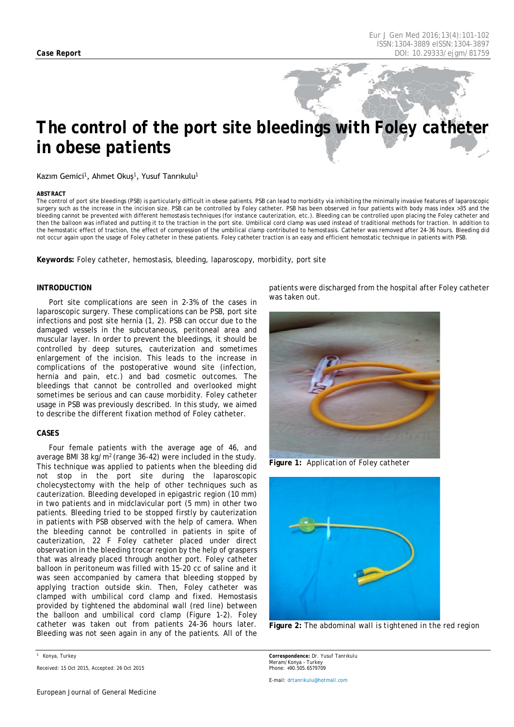**Case Report**

# The control of the port site bleedings with Foley catheter in obese patients

Kazım Gemici[1], Ahmet Okuş[1], Yusuf Tanrıkulu[1]

**ABSTRACT**

The control of port site bleedings (PSB) is particularly difficult in obese patients. PSB can lead to morbidity via inhibiting the minimally invasive features of laparoscopic surgery such as the increase in the incision size. PSB can be controlled by Foley catheter. PSB has been observed in four patients with body mass index >35 and the bleeding cannot be prevented with different hemostasis techniques (for instance cauterization, etc.). Bleeding can be controlled upon placing the Foley catheter and then the balloon was inflated and putting it to the traction in the port site. Umbilical cord clamp was used instead of traditional methods for traction. In addition to the hemostatic effect of traction, the effect of compression of the umbilical clamp contributed to hemostasis. Catheter was removed after 24-36 hours. Bleeding did not occur again upon the usage of Foley catheter in these patients. Foley catheter traction is an easy and efficient hemostatic technique in patients with PSB.

**Keywords:** Foley catheter, hemostasis, bleeding, laparoscopy, morbidity, port site

## INTRODUCTION

Port site complications are seen in 2-3% of the cases in laparoscopic surgery. These complications can be PSB, port site infections and post site hernia (1, 2). PSB can occur due to the damaged vessels in the subcutaneous, peritoneal area and muscular layer. In order to prevent the bleedings, it should be controlled by deep sutures, cauterization and sometimes enlargement of the incision. This leads to the increase in complications of the postoperative wound site (infection, hernia and pain, etc.) and bad cosmetic outcomes. The bleedings that cannot be controlled and overlooked might sometimes be serious and can cause morbidity. Foley catheter usage in PSB was previously described. In this study, we aimed to describe the different fixation method of Foley catheter.

## CASES

Four female patients with the average age of 46, and average BMI 38 kg/m$^2$ (range 36-42) were included in the study. This technique was applied to patients when the bleeding did not stop in the port site during the laparoscopic cholecystectomy with the help of other techniques such as cauterization. Bleeding developed in epigastric region (10 mm) in two patients and in midclavicular port (5 mm) in other two patients. Bleeding tried to be stopped firstly by cauterization in patients with PSB observed with the help of camera. When the bleeding cannot be controlled in patients in spite of cauterization, 22 F Foley catheter placed under direct observation in the bleeding trocar region by the help of graspers that was already placed through another port. Foley catheter balloon in peritoneum was filled with 15-20 cc of saline and it was seen accompanied by camera that bleeding stopped by applying traction outside skin. Then, Foley catheter was clamped with umbilical cord clamp and fixed. Hemostasis provided by tightened the abdominal wall (red line) between the balloon and umbilical cord clamp (Figure 1-2). Foley catheter was taken out from patients 24-36 hours later. Bleeding was not seen again in any of the patients. All of the patients were discharged from the hospital after Foley catheter was taken out.

**Figure 1:** Application of Foley catheter

**Figure 2:** The abdominal wall is tightened in the red region

[1] Konya, Turkey

Received: 15 Oct 2015, Accepted: 26 Oct 2015

**Correspondence:** Dr. Yusuf Tanrıkulu
Meram/Konya – Turkey
Phone: +90.505.6579709

E-mail: drtanrikulu@hotmail.com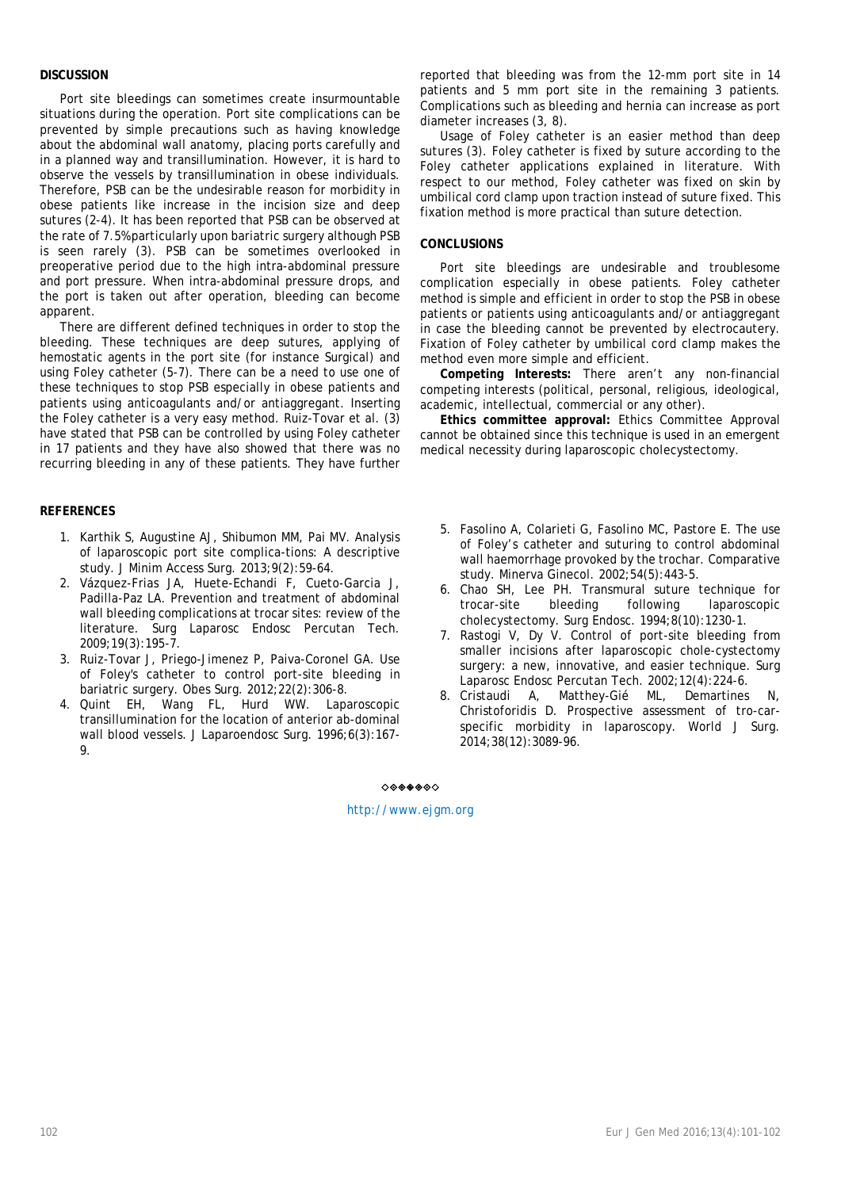## DISCUSSION

Port site bleedings can sometimes create insurmountable situations during the operation. Port site complications can be prevented by simple precautions such as having knowledge about the abdominal wall anatomy, placing ports carefully and in a planned way and transillumination. However, it is hard to observe the vessels by transillumination in obese individuals. Therefore, PSB can be the undesirable reason for morbidity in obese patients like increase in the incision size and deep sutures (2-4). It has been reported that PSB can be observed at the rate of 7.5% particularly upon bariatric surgery although PSB is seen rarely (3). PSB can be sometimes overlooked in preoperative period due to the high intra-abdominal pressure and port pressure. When intra-abdominal pressure drops, and the port is taken out after operation, bleeding can become apparent.

There are different defined techniques in order to stop the bleeding. These techniques are deep sutures, applying of hemostatic agents in the port site (for instance Surgical) and using Foley catheter (5-7). There can be a need to use one of these techniques to stop PSB especially in obese patients and patients using anticoagulants and/or antiaggregant. Inserting the Foley catheter is a very easy method. Ruiz-Tovar et al. (3) have stated that PSB can be controlled by using Foley catheter in 17 patients and they have also showed that there was no recurring bleeding in any of these patients. They have further reported that bleeding was from the 12-mm port site in 14 patients and 5 mm port site in the remaining 3 patients. Complications such as bleeding and hernia can increase as port diameter increases (3, 8).

Usage of Foley catheter is an easier method than deep sutures (3). Foley catheter is fixed by suture according to the Foley catheter applications explained in literature. With respect to our method, Foley catheter was fixed on skin by umbilical cord clamp upon traction instead of suture fixed. This fixation method is more practical than suture detection.

## CONCLUSIONS

Port site bleedings are undesirable and troublesome complication especially in obese patients. Foley catheter method is simple and efficient in order to stop the PSB in obese patients or patients using anticoagulants and/or antiaggregant in case the bleeding cannot be prevented by electrocautery. Fixation of Foley catheter by umbilical cord clamp makes the method even more simple and efficient.

**Competing Interests:** There aren't any non-financial competing interests (political, personal, religious, ideological, academic, intellectual, commercial or any other).

**Ethics committee approval:** Ethics Committee Approval cannot be obtained since this technique is used in an emergent medical necessity during laparoscopic cholecystectomy.

## REFERENCES

1. Karthik S, Augustine AJ, Shibumon MM, Pai MV. Analysis of laparoscopic port site complica-tions: A descriptive study. J Minim Access Surg. 2013;9(2):59-64.
2. Vázquez-Frias JA, Huete-Echandi F, Cueto-Garcia J, Padilla-Paz LA. Prevention and treatment of abdominal wall bleeding complications at trocar sites: review of the literature. Surg Laparosc Endosc Percutan Tech. 2009;19(3):195-7.
3. Ruiz-Tovar J, Priego-Jimenez P, Paiva-Coronel GA. Use of Foley's catheter to control port-site bleeding in bariatric surgery. Obes Surg. 2012;22(2):306-8.
4. Quint EH, Wang FL, Hurd WW. Laparoscopic transillumination for the location of anterior ab-dominal wall blood vessels. J Laparoendosc Surg. 1996;6(3):167-9.
5. Fasolino A, Colarieti G, Fasolino MC, Pastore E. The use of Foley's catheter and suturing to control abdominal wall haemorrhage provoked by the trochar. Comparative study. Minerva Ginecol. 2002;54(5):443-5.
6. Chao SH, Lee PH. Transmural suture technique for trocar-site bleeding following laparoscopic cholecystectomy. Surg Endosc. 1994;8(10):1230-1.
7. Rastogi V, Dy V. Control of port-site bleeding from smaller incisions after laparoscopic chole-cystectomy surgery: a new, innovative, and easier technique. Surg Laparosc Endosc Percutan Tech. 2002;12(4):224-6.
8. Cristaudi A, Matthey-Gié ML, Demartines N, Christoforidis D. Prospective assessment of tro-car-specific morbidity in laparoscopy. World J Surg. 2014;38(12):3089-96.

◇◆◆◆◆◆◇

http://www.ejgm.org